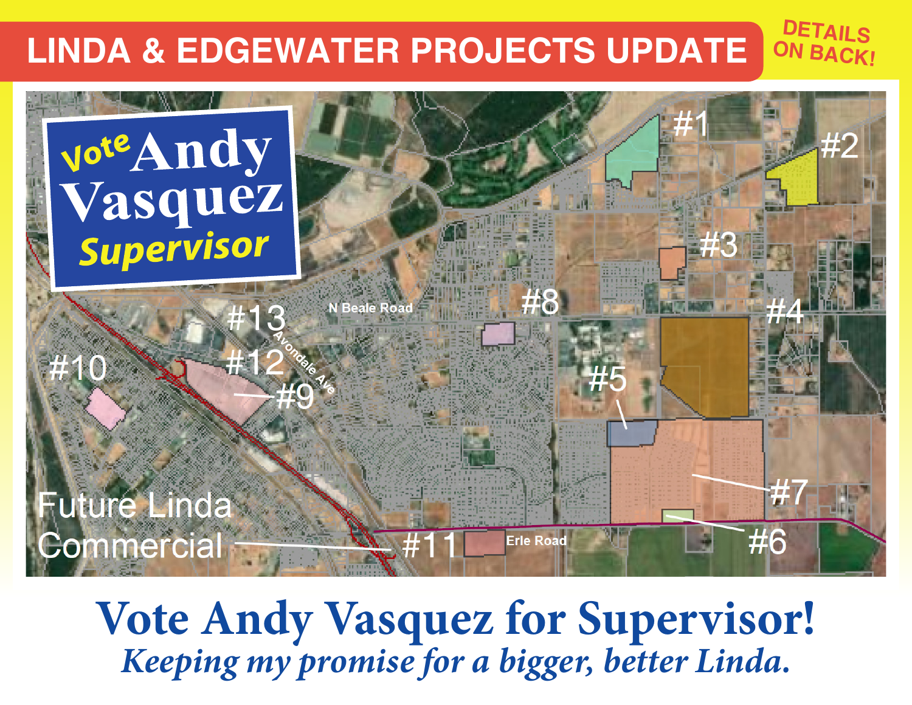# LINDA & EDGEWATER PROJECTS UPDATE

DETAILS ON BACK!

Vote Andy Vasquez Supervisor

#1

#2

#3

#4

#5

#6

#7

#8

#9

#10

#11

#12

#13

N Beale Road

Avondale Ave

Erle Road

Future Linda Commercial

## Vote Andy Vasquez for Supervisor!

***Keeping my promise for a bigger, better Linda.***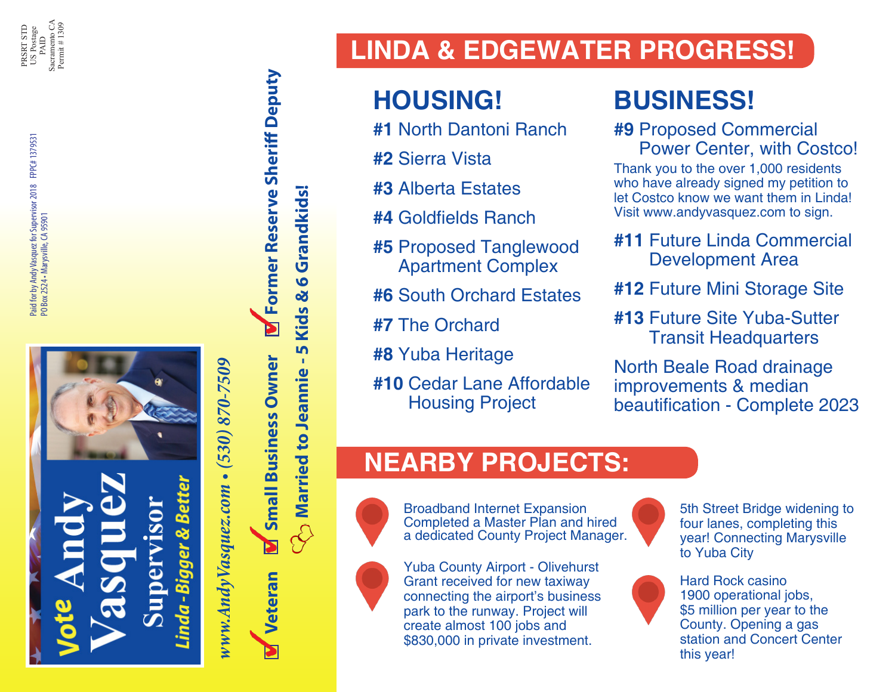PRSRT STD
US Postage
PAID
Sacramento CA
Permit # 1309

Paid for by Andy Vasquez for Supervisor 2018 FPPC# 1379531
PO Box 2524 • Marysville, CA 95901

**Vote Andy Vasquez**
**Supervisor**
*Linda - Bigger & Better*

*www.AndyVasquez.com • (530) 870-7509*

**Veteran** **Small Business Owner** **Former Reserve Sheriff Deputy**

**Married to Jeannie - 5 Kids & 6 Grandkids!**

# LINDA & EDGEWATER PROGRESS!

## HOUSING!

**#1** North Dantoni Ranch

**#2** Sierra Vista

**#3** Alberta Estates

**#4** Goldfields Ranch

**#5** Proposed Tanglewood Apartment Complex

**#6** South Orchard Estates

**#7** The Orchard

**#8** Yuba Heritage

**#10** Cedar Lane Affordable Housing Project

## BUSINESS!

**#9** Proposed Commercial Power Center, with Costco!

Thank you to the over 1,000 residents who have already signed my petition to let Costco know we want them in Linda! Visit www.andyvasquez.com to sign.

**#11** Future Linda Commercial Development Area

**#12** Future Mini Storage Site

**#13** Future Site Yuba-Sutter Transit Headquarters

North Beale Road drainage improvements & median beautification - Complete 2023

# NEARBY PROJECTS:

Broadband Internet Expansion Completed a Master Plan and hired a dedicated County Project Manager.

Yuba County Airport - Olivehurst Grant received for new taxiway connecting the airport's business park to the runway. Project will create almost 100 jobs and $830,000 in private investment.

5th Street Bridge widening to four lanes, completing this year! Connecting Marysville to Yuba City

Hard Rock casino 1900 operational jobs, $5 million per year to the County. Opening a gas station and Concert Center this year!